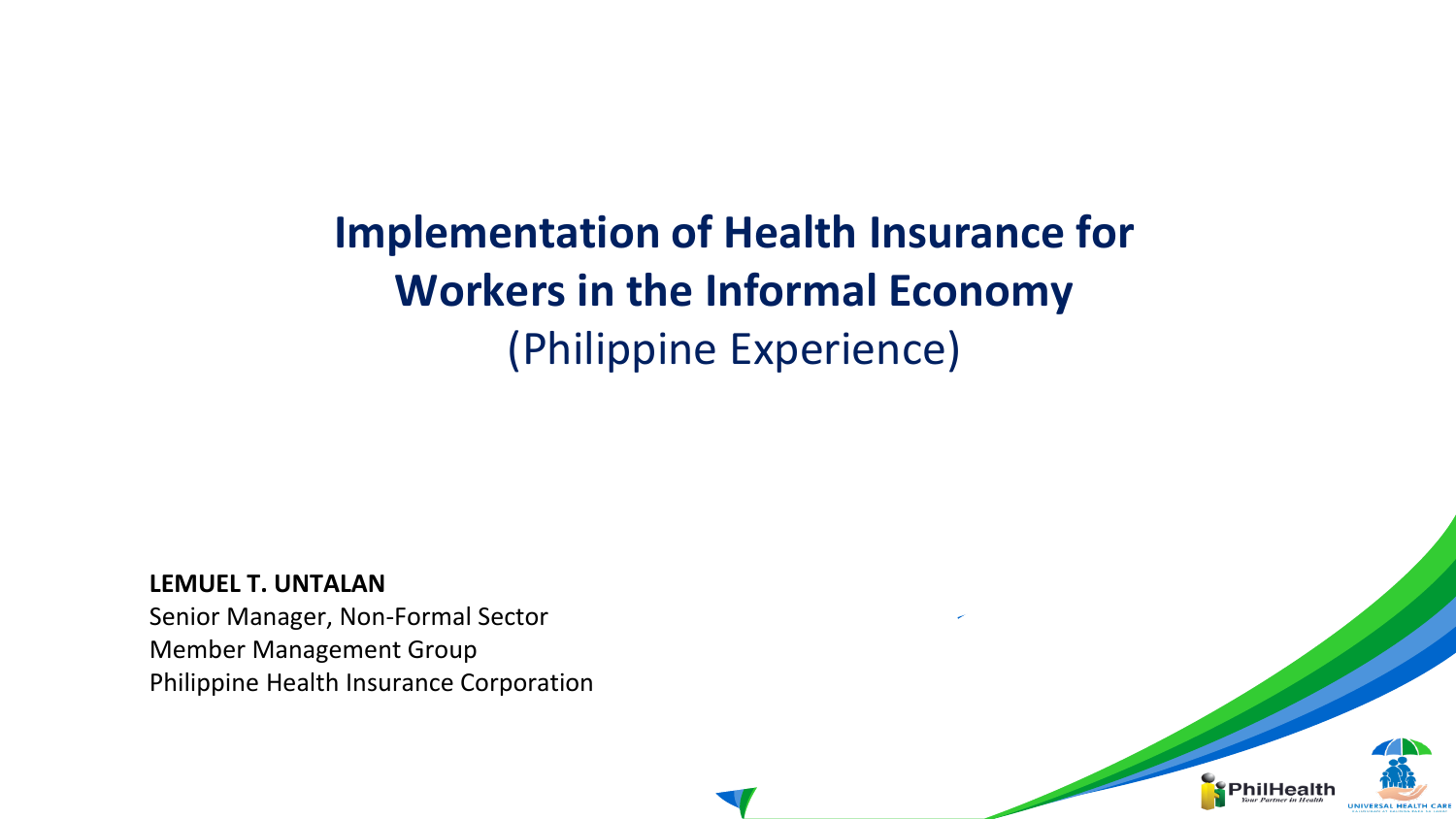# Implementation of Health Insurance for Workers in the Informal Economy

(Philippine Experience)

**LEMUEL T. UNTALAN**
Senior Manager, Non-Formal Sector
Member Management Group
Philippine Health Insurance Corporation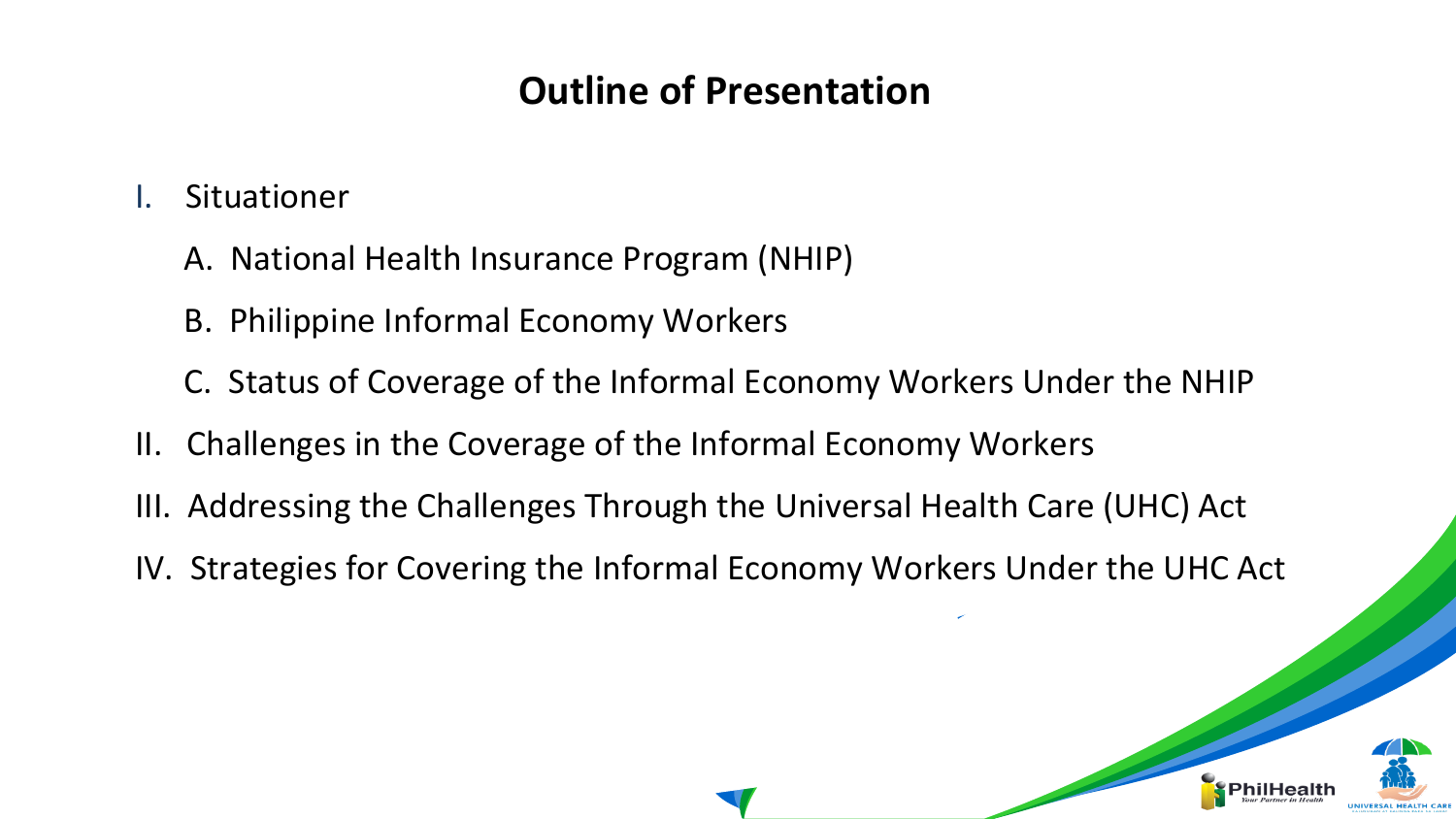# Outline of Presentation

I. Situationer

   A. National Health Insurance Program (NHIP)

   B. Philippine Informal Economy Workers

   C. Status of Coverage of the Informal Economy Workers Under the NHIP

II. Challenges in the Coverage of the Informal Economy Workers

III. Addressing the Challenges Through the Universal Health Care (UHC) Act

IV. Strategies for Covering the Informal Economy Workers Under the UHC Act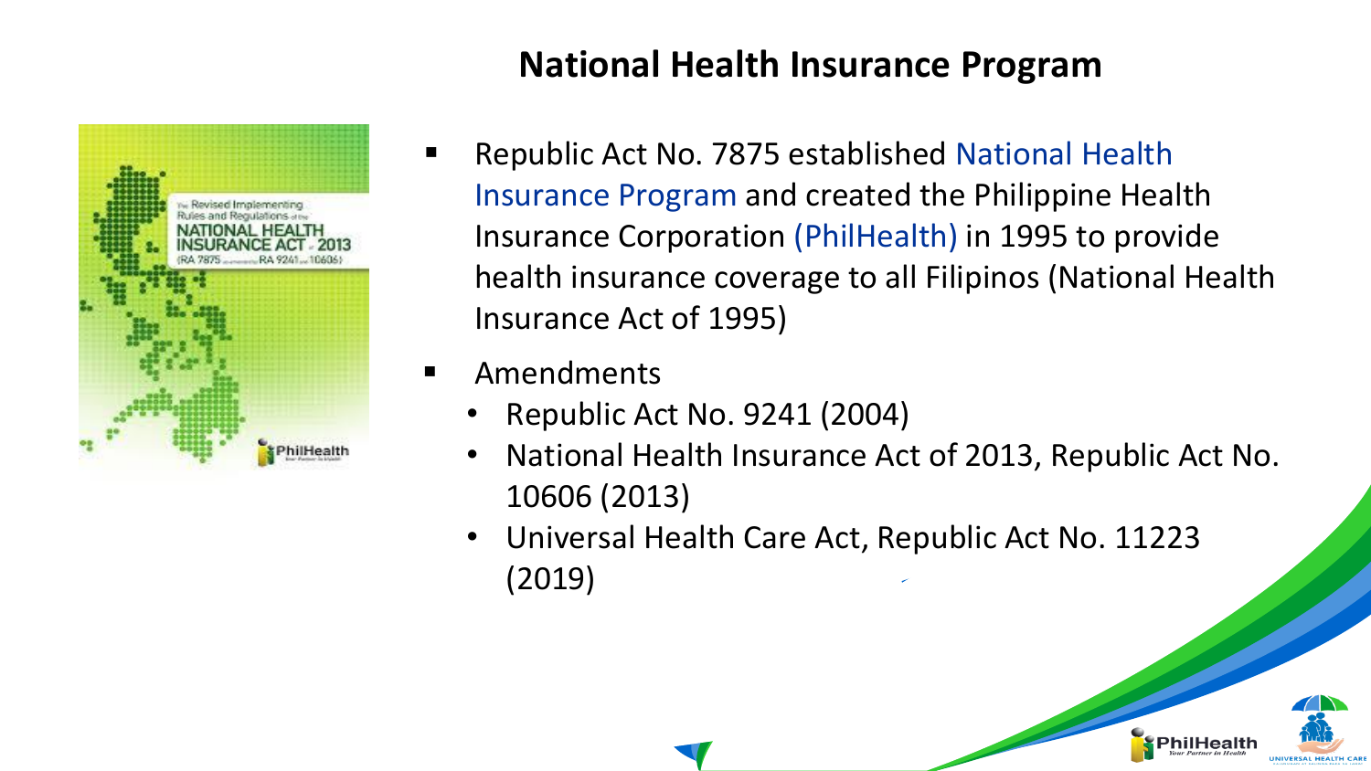# National Health Insurance Program

- Republic Act No. 7875 established National Health Insurance Program and created the Philippine Health Insurance Corporation (PhilHealth) in 1995 to provide health insurance coverage to all Filipinos (National Health Insurance Act of 1995)
- Amendments
  - Republic Act No. 9241 (2004)
  - National Health Insurance Act of 2013, Republic Act No. 10606 (2013)
  - Universal Health Care Act, Republic Act No. 11223 (2019)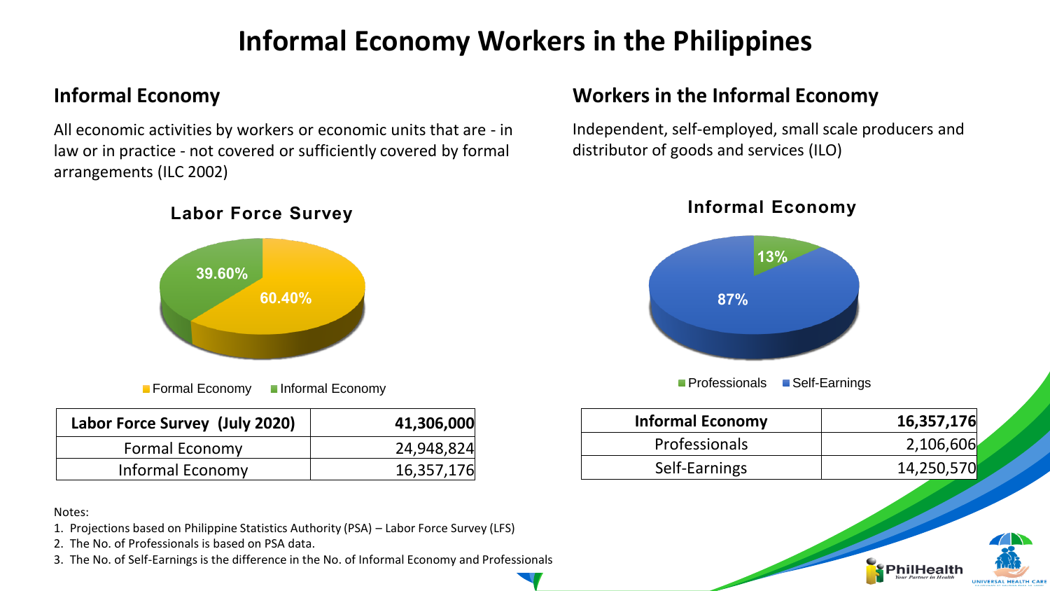# Informal Economy Workers in the Philippines

## Informal Economy

All economic activities by workers or economic units that are - in law or in practice - not covered or sufficiently covered by formal arrangements (ILC 2002)

### Labor Force Survey

39.60%

60.40%

Formal Economy   Informal Economy

| Labor Force Survey (July 2020) | 41,306,000 |
|---|---|
| Formal Economy | 24,948,824 |
| Informal Economy | 16,357,176 |

## Workers in the Informal Economy

Independent, self-employed, small scale producers and distributor of goods and services (ILO)

### Informal Economy

13%

87%

Professionals   Self-Earnings

| Informal Economy | 16,357,176 |
|---|---|
| Professionals | 2,106,606 |
| Self-Earnings | 14,250,570 |

Notes:

1. Projections based on Philippine Statistics Authority (PSA) – Labor Force Survey (LFS)
2. The No. of Professionals is based on PSA data.
3. The No. of Self-Earnings is the difference in the No. of Informal Economy and Professionals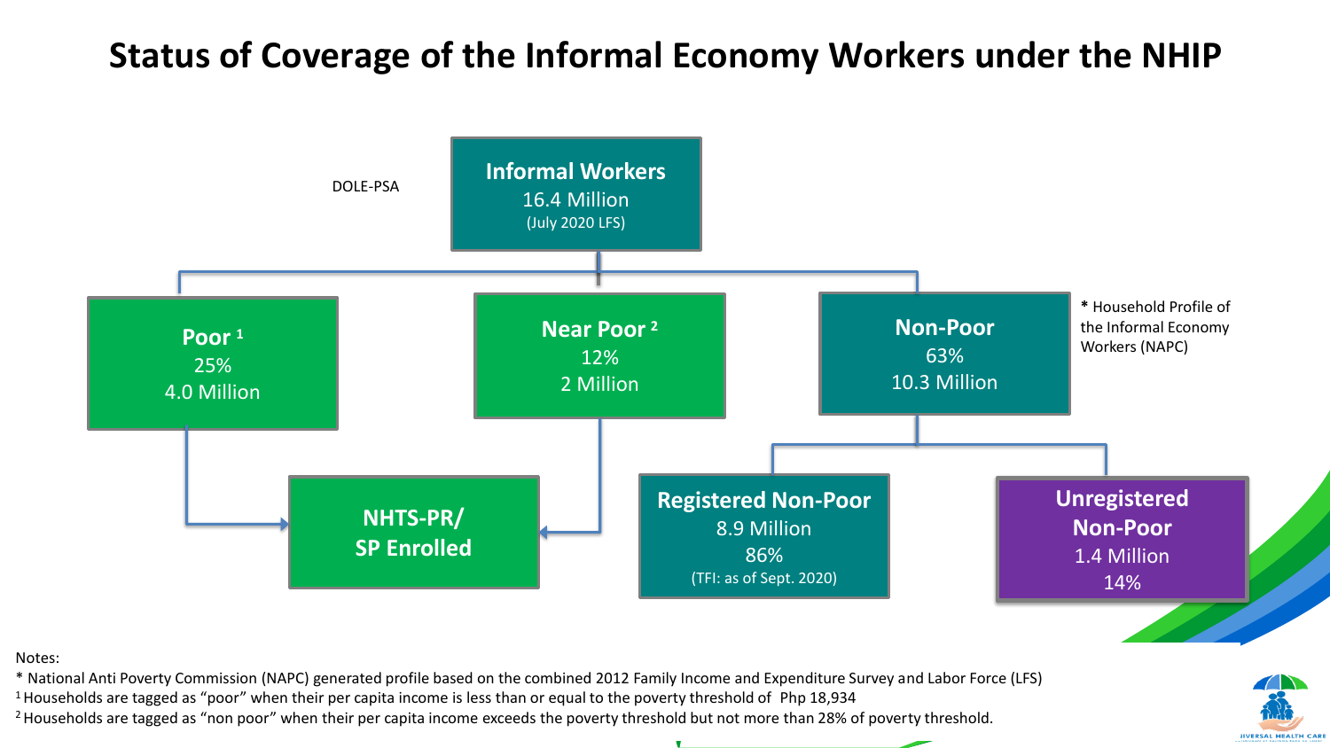# Status of Coverage of the Informal Economy Workers under the NHIP

DOLE-PSA

**Informal Workers**
16.4 Million
(July 2020 LFS)

**Poor [1]**
25%
4.0 Million

**Near Poor [2]**
12%
2 Million

**Non-Poor**
63%
10.3 Million

* Household Profile of the Informal Economy Workers (NAPC)

**NHTS-PR/ SP Enrolled**

**Registered Non-Poor**
8.9 Million
86%
(TFI: as of Sept. 2020)

**Unregistered Non-Poor**
1.4 Million
14%

Notes:

* National Anti Poverty Commission (NAPC) generated profile based on the combined 2012 Family Income and Expenditure Survey and Labor Force (LFS)

[1] Households are tagged as "poor" when their per capita income is less than or equal to the poverty threshold of Php 18,934

[2] Households are tagged as "non poor" when their per capita income exceeds the poverty threshold but not more than 28% of poverty threshold.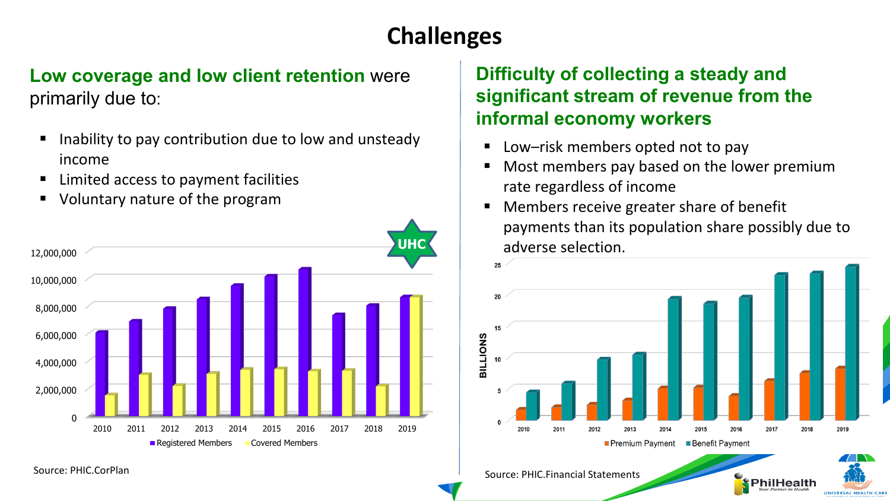# Challenges

**Low coverage and low client retention** were primarily due to:

- Inability to pay contribution due to low and unsteady income
- Limited access to payment facilities
- Voluntary nature of the program

Registered Members / Covered Members (2010–2019)

Source: PHIC.CorPlan

**Difficulty of collecting a steady and significant stream of revenue from the informal economy workers**

- Low–risk members opted not to pay
- Most members pay based on the lower premium rate regardless of income
- Members receive greater share of benefit payments than its population share possibly due to adverse selection.

Premium Payment / Benefit Payment (Billions, 2010–2019)

Source: PHIC.Financial Statements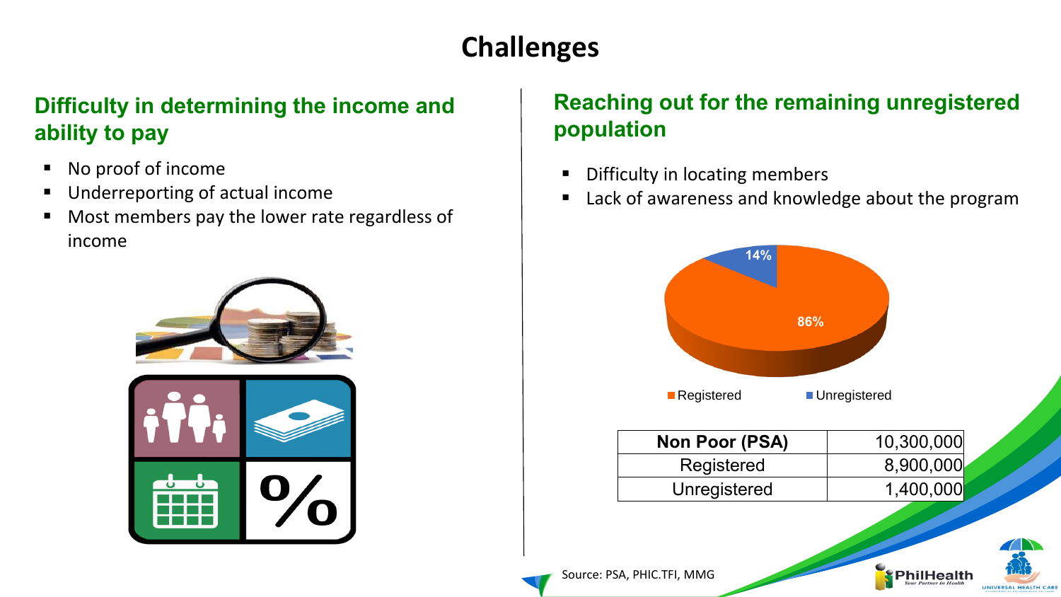# Challenges

## Difficulty in determining the income and ability to pay

- No proof of income
- Underreporting of actual income
- Most members pay the lower rate regardless of income

## Reaching out for the remaining unregistered population

- Difficulty in locating members
- Lack of awareness and knowledge about the program

14%

86%

Registered Unregistered

| Non Poor (PSA) | 10,300,000 |
|---|---|
| Registered | 8,900,000 |
| Unregistered | 1,400,000 |

Source: PSA, PHIC.TFI, MMG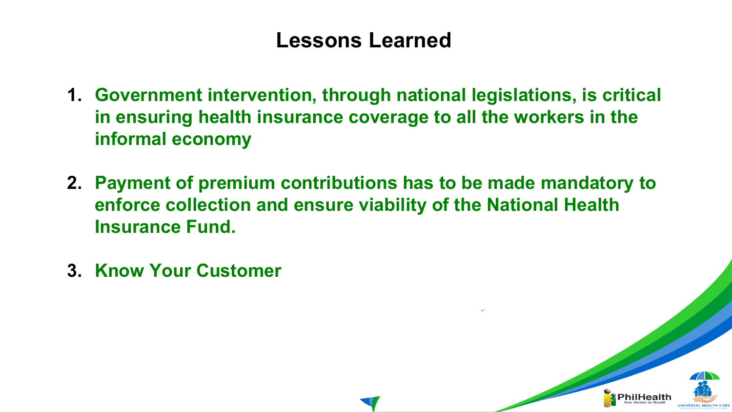# Lessons Learned

1. **Government intervention, through national legislations, is critical in ensuring health insurance coverage to all the workers in the informal economy**

2. **Payment of premium contributions has to be made mandatory to enforce collection and ensure viability of the National Health Insurance Fund.**

3. **Know Your Customer**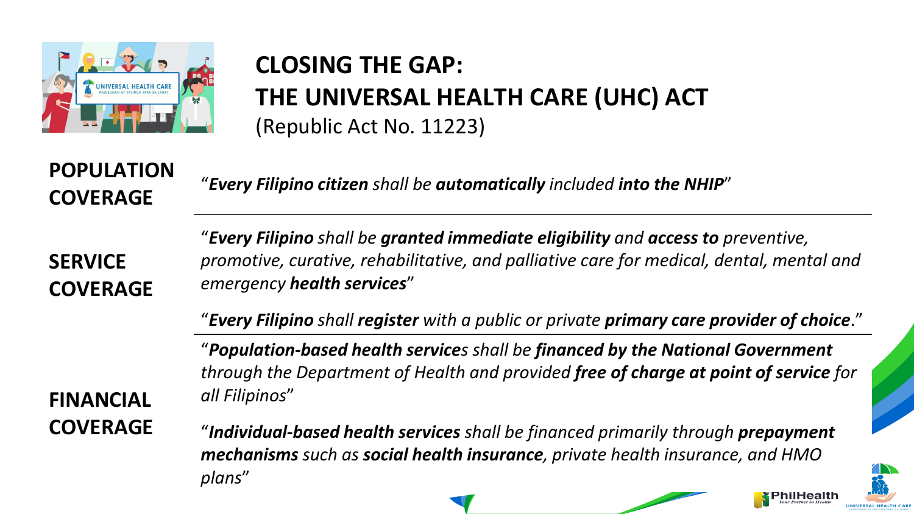# CLOSING THE GAP: THE UNIVERSAL HEALTH CARE (UHC) ACT

(Republic Act No. 11223)

| | |
|---|---|
| **POPULATION COVERAGE** | "***Every Filipino citizen*** *shall be* ***automatically*** *included* ***into the NHIP***" |
| **SERVICE COVERAGE** | "***Every Filipino*** *shall be* ***granted immediate eligibility*** *and* ***access to*** *preventive, promotive, curative, rehabilitative, and palliative care for medical, dental, mental and emergency* ***health services***" <br> "***Every Filipino*** *shall* ***register*** *with a public or private* ***primary care provider of choice***." |
| **FINANCIAL COVERAGE** | "***Population-based health service****s shall be* ***financed by the National Government*** *through the Department of Health and provided* ***free of charge at point of service*** *for all Filipinos*" <br> "***Individual-based health services*** *shall be financed primarily through* ***prepayment mechanisms*** *such as* ***social health insurance****, private health insurance, and HMO plans*" |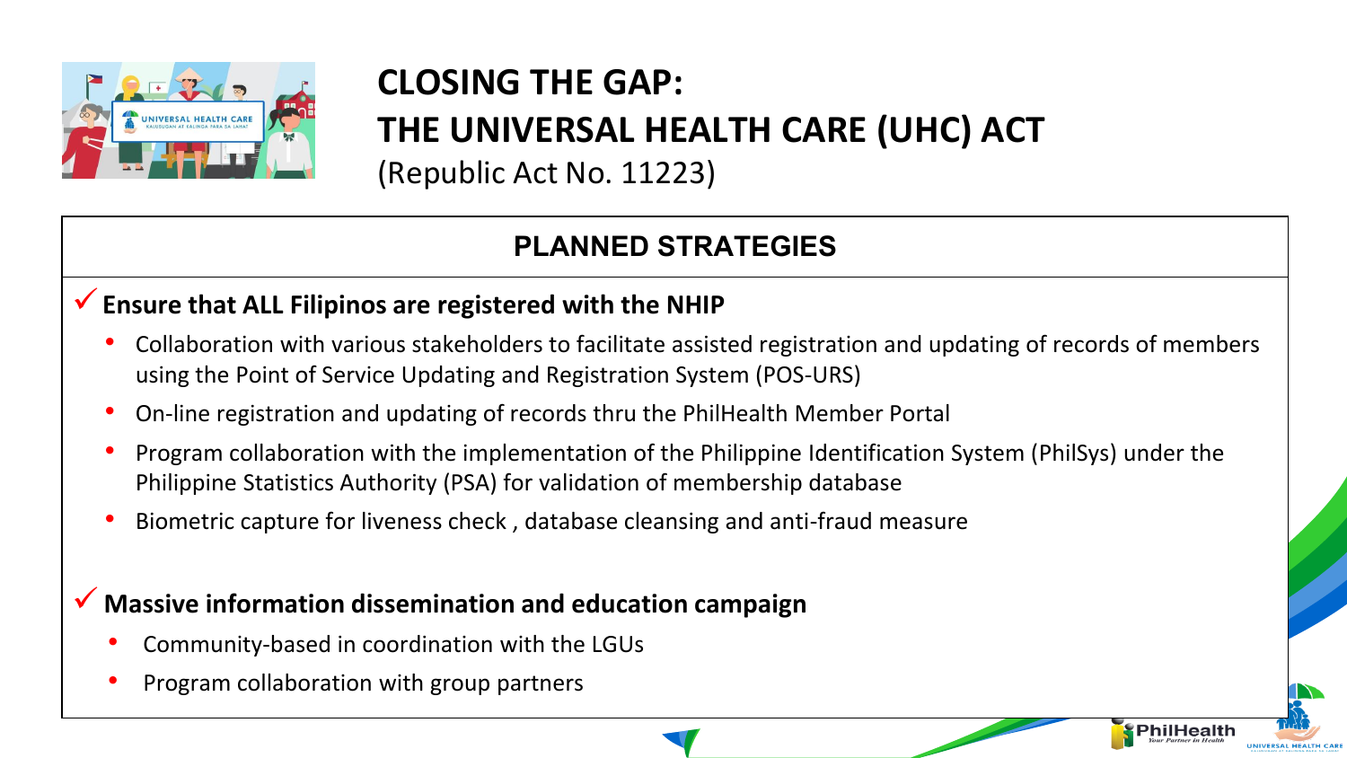# CLOSING THE GAP: THE UNIVERSAL HEALTH CARE (UHC) ACT

(Republic Act No. 11223)

## PLANNED STRATEGIES

✓ **Ensure that ALL Filipinos are registered with the NHIP**

- Collaboration with various stakeholders to facilitate assisted registration and updating of records of members using the Point of Service Updating and Registration System (POS-URS)
- On-line registration and updating of records thru the PhilHealth Member Portal
- Program collaboration with the implementation of the Philippine Identification System (PhilSys) under the Philippine Statistics Authority (PSA) for validation of membership database
- Biometric capture for liveness check , database cleansing and anti-fraud measure

✓ **Massive information dissemination and education campaign**

- Community-based in coordination with the LGUs
- Program collaboration with group partners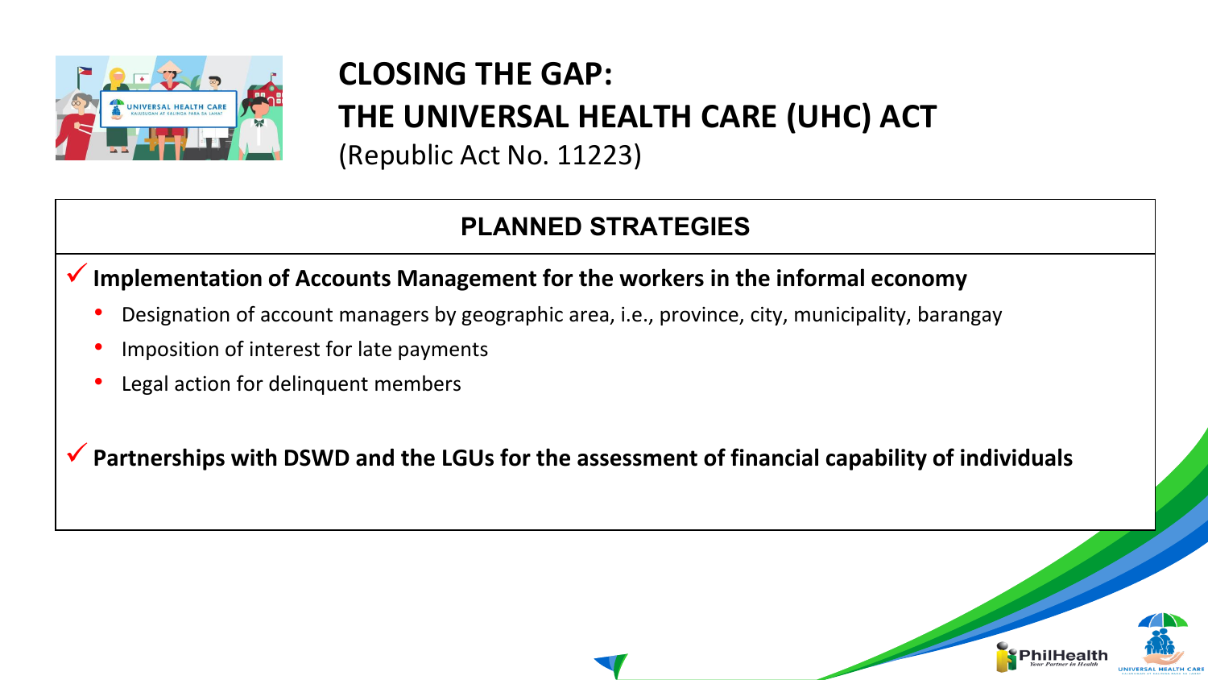# CLOSING THE GAP:
# THE UNIVERSAL HEALTH CARE (UHC) ACT

(Republic Act No. 11223)

## PLANNED STRATEGIES

✓ **Implementation of Accounts Management for the workers in the informal economy**

- Designation of account managers by geographic area, i.e., province, city, municipality, barangay
- Imposition of interest for late payments
- Legal action for delinquent members

✓ **Partnerships with DSWD and the LGUs for the assessment of financial capability of individuals**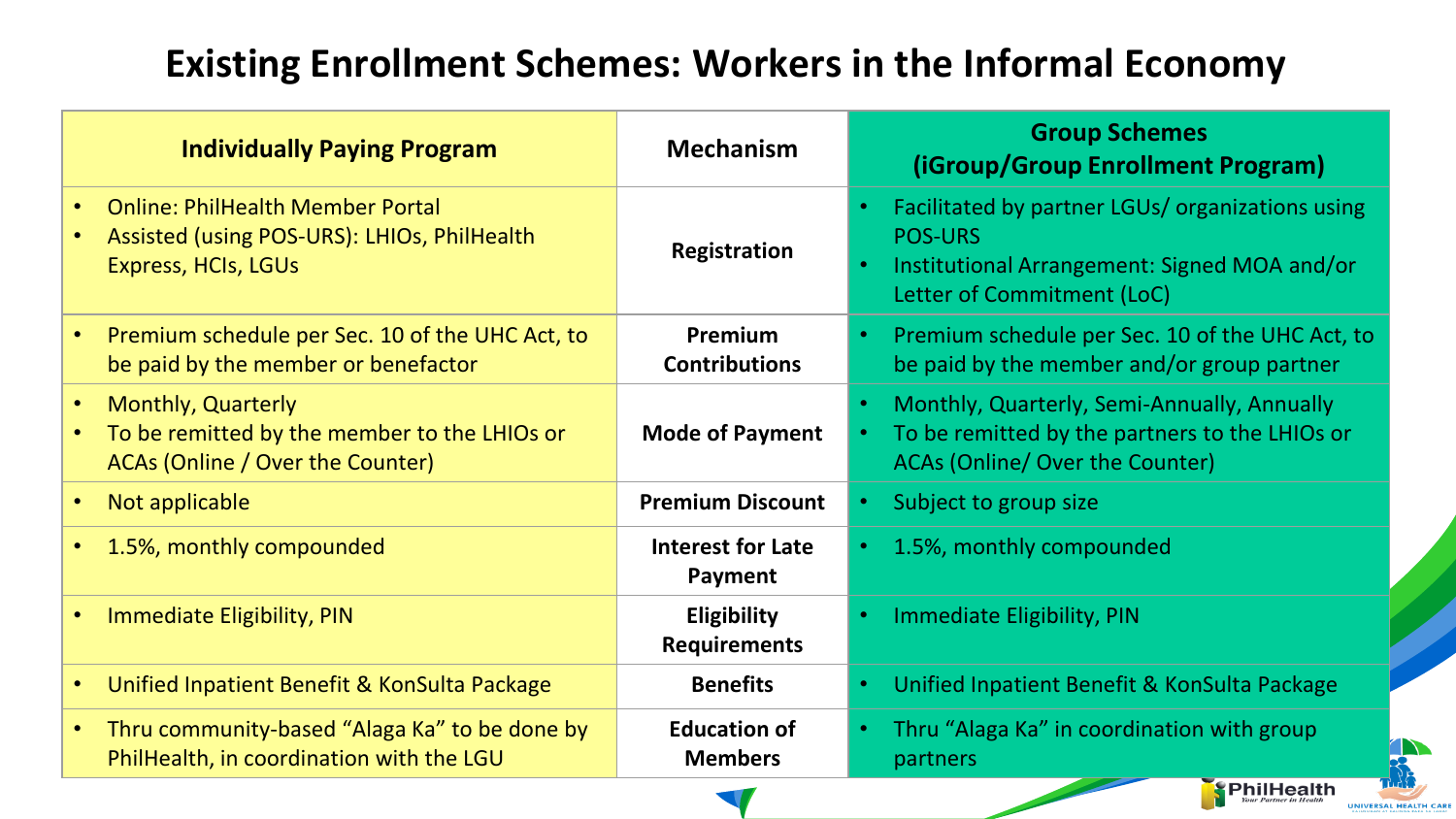# Existing Enrollment Schemes: Workers in the Informal Economy

| Individually Paying Program | Mechanism | Group Schemes (iGroup/Group Enrollment Program) |
|---|---|---|
| • Online: PhilHealth Member Portal<br>• Assisted (using POS-URS): LHIOs, PhilHealth Express, HCIs, LGUs | **Registration** | • Facilitated by partner LGUs/ organizations using POS-URS<br>• Institutional Arrangement: Signed MOA and/or Letter of Commitment (LoC) |
| • Premium schedule per Sec. 10 of the UHC Act, to be paid by the member or benefactor | **Premium Contributions** | • Premium schedule per Sec. 10 of the UHC Act, to be paid by the member and/or group partner |
| • Monthly, Quarterly<br>• To be remitted by the member to the LHIOs or ACAs (Online / Over the Counter) | **Mode of Payment** | • Monthly, Quarterly, Semi-Annually, Annually<br>• To be remitted by the partners to the LHIOs or ACAs (Online/ Over the Counter) |
| • Not applicable | **Premium Discount** | • Subject to group size |
| • 1.5%, monthly compounded | **Interest for Late Payment** | • 1.5%, monthly compounded |
| • Immediate Eligibility, PIN | **Eligibility Requirements** | • Immediate Eligibility, PIN |
| • Unified Inpatient Benefit & KonSulta Package | **Benefits** | • Unified Inpatient Benefit & KonSulta Package |
| • Thru community-based "Alaga Ka" to be done by PhilHealth, in coordination with the LGU | **Education of Members** | • Thru "Alaga Ka" in coordination with group partners |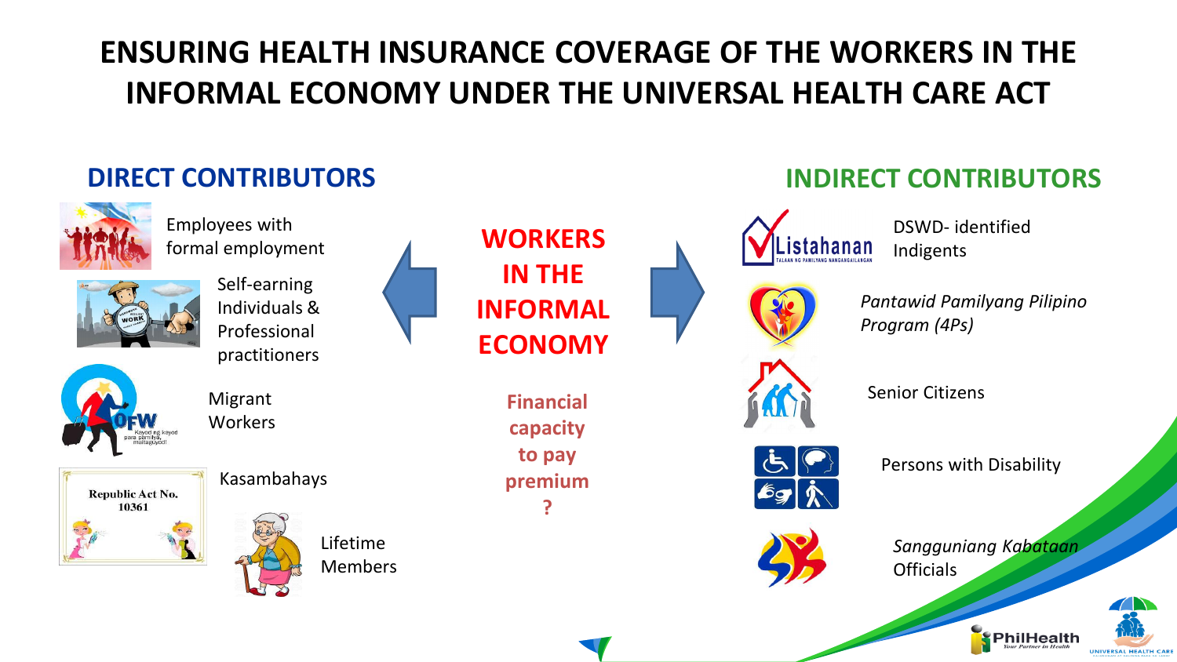# ENSURING HEALTH INSURANCE COVERAGE OF THE WORKERS IN THE INFORMAL ECONOMY UNDER THE UNIVERSAL HEALTH CARE ACT

## DIRECT CONTRIBUTORS

- Employees with formal employment
- Self-earning Individuals & Professional practitioners
- Migrant Workers
- Kasambahays
- Lifetime Members

## WORKERS IN THE INFORMAL ECONOMY

**Financial capacity to pay premium ?**

## INDIRECT CONTRIBUTORS

- DSWD- identified Indigents
- *Pantawid Pamilyang Pilipino Program (4Ps)*
- Senior Citizens
- Persons with Disability
- *Sangguniang Kabataan* Officials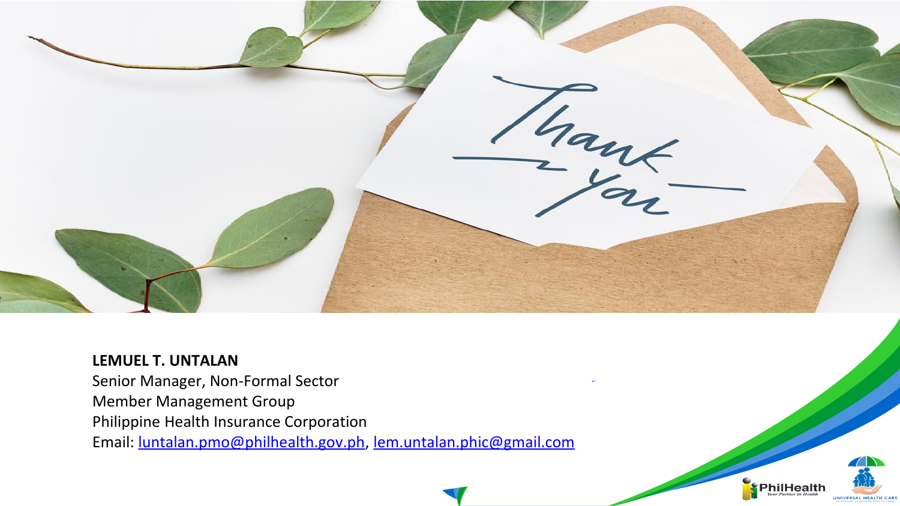Thank you

**LEMUEL T. UNTALAN**
Senior Manager, Non-Formal Sector
Member Management Group
Philippine Health Insurance Corporation
Email: luntalan.pmo@philhealth.gov.ph, lem.untalan.phic@gmail.com